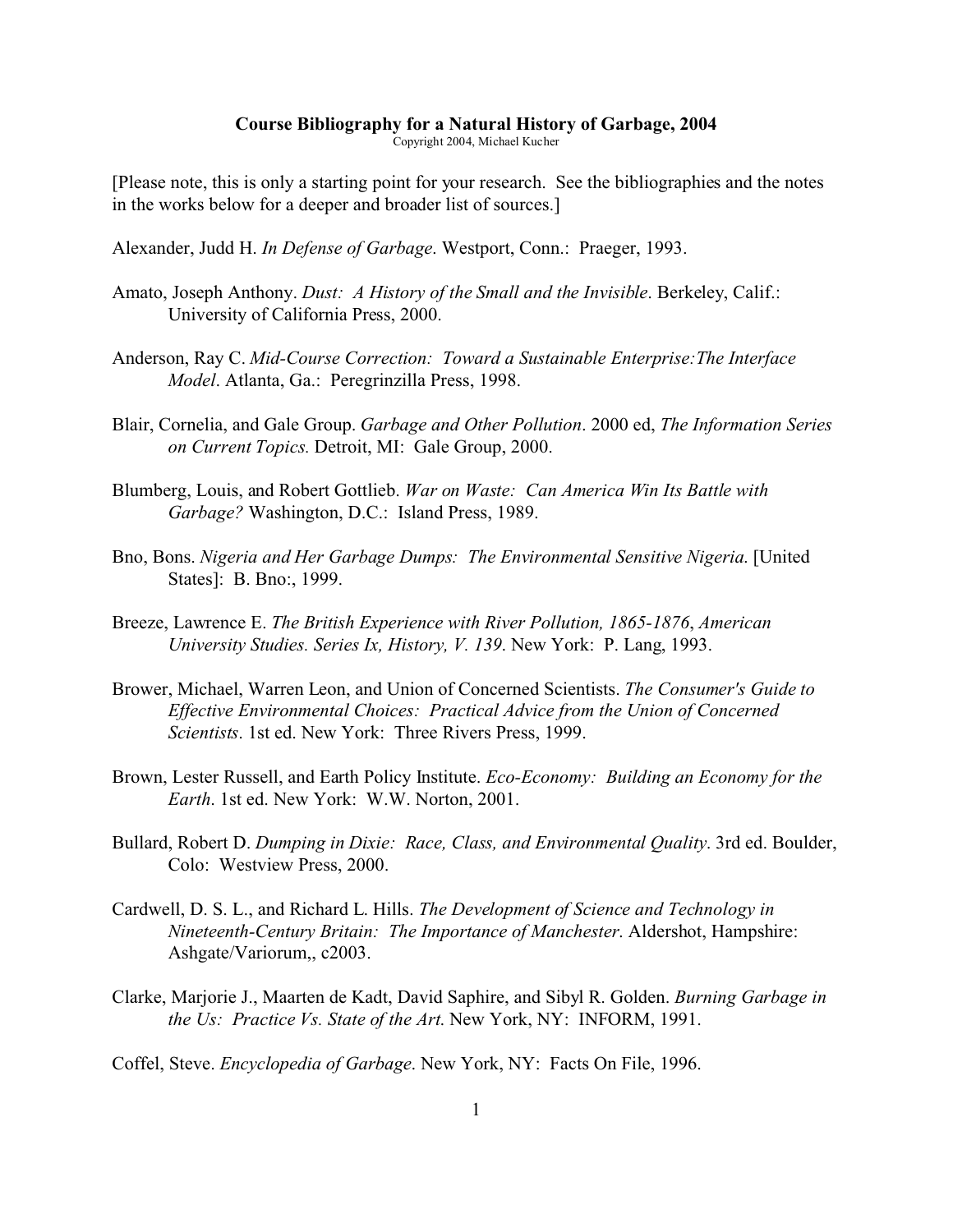**Course Bibliography for a Natural History of Garbage, 2004**

Copyright 2004, Michael Kucher

[Please note, this is only a starting point for your research. See the bibliographies and the notes in the works below for a deeper and broader list of sources.]

Alexander, Judd H. *In Defense of Garbage*. Westport, Conn.: Praeger, 1993.

Amato, Joseph Anthony. *Dust: A History of the Small and the Invisible*. Berkeley, Calif.: University of California Press, 2000.

Anderson, Ray C. *Mid-Course Correction: Toward a Sustainable Enterprise:The Interface Model*. Atlanta, Ga.: Peregrinzilla Press, 1998.

Blair, Cornelia, and Gale Group. *Garbage and Other Pollution*. 2000 ed, *The Information Series on Current Topics.* Detroit, MI: Gale Group, 2000.

Blumberg, Louis, and Robert Gottlieb. *War on Waste: Can America Win Its Battle with Garbage?* Washington, D.C.: Island Press, 1989.

Bno, Bons. *Nigeria and Her Garbage Dumps: The Environmental Sensitive Nigeria.* [United States]: B. Bno:, 1999.

Breeze, Lawrence E. *The British Experience with River Pollution, 1865-1876*, *American University Studies. Series Ix, History, V. 139*. New York: P. Lang, 1993.

Brower, Michael, Warren Leon, and Union of Concerned Scientists. *The Consumer's Guide to Effective Environmental Choices: Practical Advice from the Union of Concerned Scientists*. 1st ed. New York: Three Rivers Press, 1999.

Brown, Lester Russell, and Earth Policy Institute. *Eco-Economy: Building an Economy for the Earth*. 1st ed. New York: W.W. Norton, 2001.

Bullard, Robert D. *Dumping in Dixie: Race, Class, and Environmental Quality*. 3rd ed. Boulder, Colo: Westview Press, 2000.

Cardwell, D. S. L., and Richard L. Hills. *The Development of Science and Technology in Nineteenth-Century Britain: The Importance of Manchester*. Aldershot, Hampshire: Ashgate/Variorum,, c2003.

Clarke, Marjorie J., Maarten de Kadt, David Saphire, and Sibyl R. Golden. *Burning Garbage in the Us: Practice Vs. State of the Art*. New York, NY: INFORM, 1991.

Coffel, Steve. *Encyclopedia of Garbage*. New York, NY: Facts On File, 1996.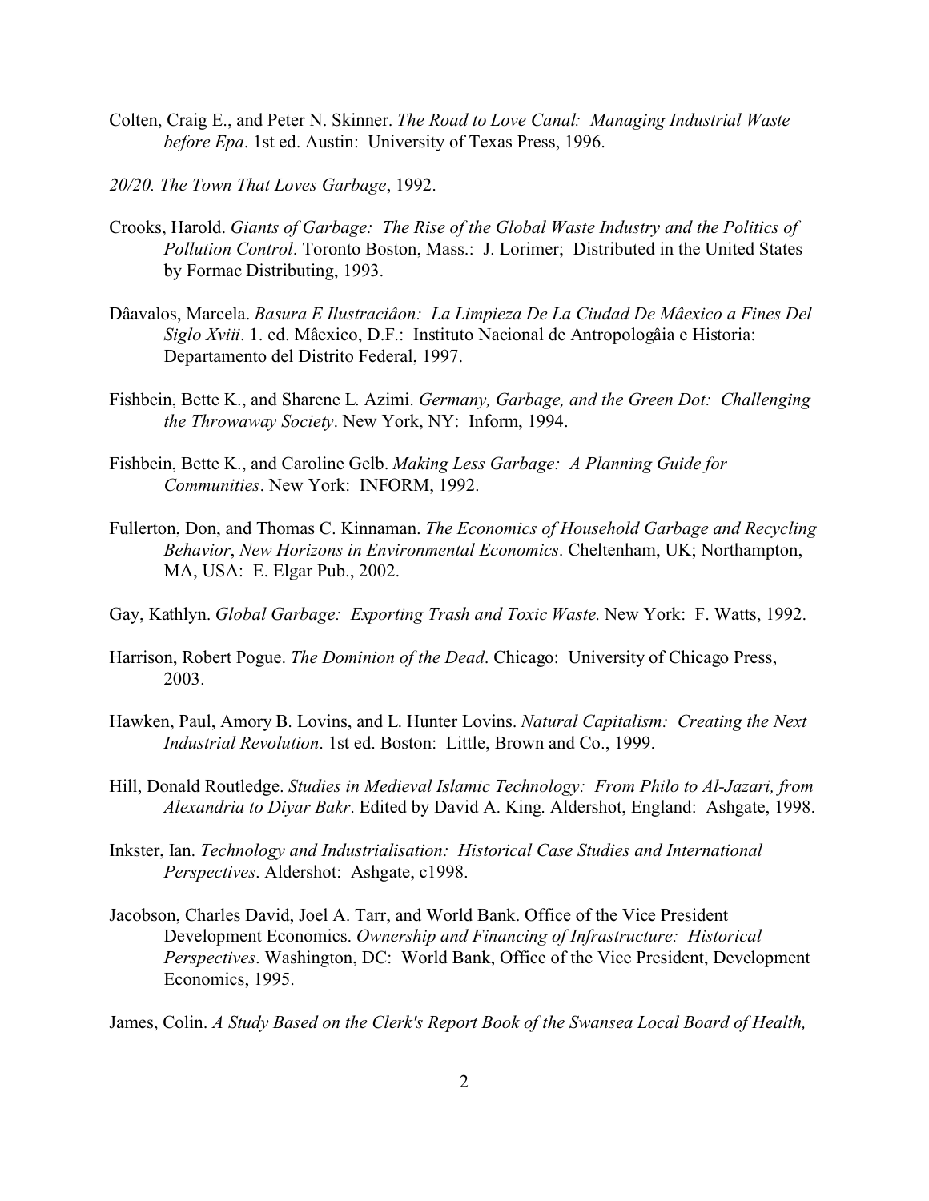Colten, Craig E., and Peter N. Skinner. *The Road to Love Canal: Managing Industrial Waste before Epa*. 1st ed. Austin: University of Texas Press, 1996.

*20/20. The Town That Loves Garbage*, 1992.

Crooks, Harold. *Giants of Garbage: The Rise of the Global Waste Industry and the Politics of Pollution Control*. Toronto Boston, Mass.: J. Lorimer; Distributed in the United States by Formac Distributing, 1993.

Dâavalos, Marcela. *Basura E Ilustraciâon: La Limpieza De La Ciudad De Mâexico a Fines Del Siglo Xviii*. 1. ed. Mâexico, D.F.: Instituto Nacional de Antropologâia e Historia: Departamento del Distrito Federal, 1997.

Fishbein, Bette K., and Sharene L. Azimi. *Germany, Garbage, and the Green Dot: Challenging the Throwaway Society*. New York, NY: Inform, 1994.

Fishbein, Bette K., and Caroline Gelb. *Making Less Garbage: A Planning Guide for Communities*. New York: INFORM, 1992.

Fullerton, Don, and Thomas C. Kinnaman. *The Economics of Household Garbage and Recycling Behavior*, *New Horizons in Environmental Economics*. Cheltenham, UK; Northampton, MA, USA: E. Elgar Pub., 2002.

Gay, Kathlyn. *Global Garbage: Exporting Trash and Toxic Waste*. New York: F. Watts, 1992.

Harrison, Robert Pogue. *The Dominion of the Dead*. Chicago: University of Chicago Press, 2003.

Hawken, Paul, Amory B. Lovins, and L. Hunter Lovins. *Natural Capitalism: Creating the Next Industrial Revolution*. 1st ed. Boston: Little, Brown and Co., 1999.

Hill, Donald Routledge. *Studies in Medieval Islamic Technology: From Philo to Al-Jazari, from Alexandria to Diyar Bakr*. Edited by David A. King. Aldershot, England: Ashgate, 1998.

Inkster, Ian. *Technology and Industrialisation: Historical Case Studies and International Perspectives*. Aldershot: Ashgate, c1998.

Jacobson, Charles David, Joel A. Tarr, and World Bank. Office of the Vice President Development Economics. *Ownership and Financing of Infrastructure: Historical Perspectives*. Washington, DC: World Bank, Office of the Vice President, Development Economics, 1995.

James, Colin. *A Study Based on the Clerk's Report Book of the Swansea Local Board of Health,*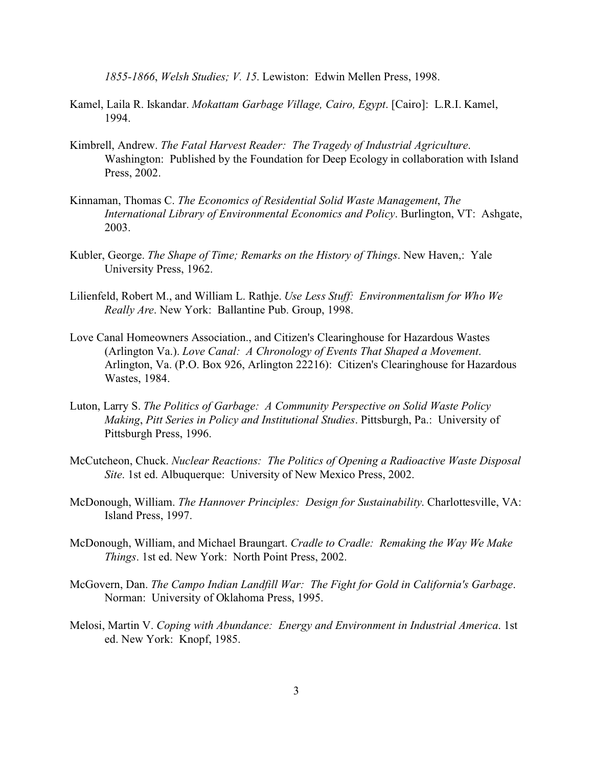*1855-1866*, *Welsh Studies; V. 15*. Lewiston: Edwin Mellen Press, 1998.

Kamel, Laila R. Iskandar. *Mokattam Garbage Village, Cairo, Egypt*. [Cairo]: L.R.I. Kamel, 1994.

Kimbrell, Andrew. *The Fatal Harvest Reader: The Tragedy of Industrial Agriculture*. Washington: Published by the Foundation for Deep Ecology in collaboration with Island Press, 2002.

Kinnaman, Thomas C. *The Economics of Residential Solid Waste Management*, *The International Library of Environmental Economics and Policy*. Burlington, VT: Ashgate, 2003.

Kubler, George. *The Shape of Time; Remarks on the History of Things*. New Haven,: Yale University Press, 1962.

Lilienfeld, Robert M., and William L. Rathje. *Use Less Stuff: Environmentalism for Who We Really Are*. New York: Ballantine Pub. Group, 1998.

Love Canal Homeowners Association., and Citizen's Clearinghouse for Hazardous Wastes (Arlington Va.). *Love Canal: A Chronology of Events That Shaped a Movement*. Arlington, Va. (P.O. Box 926, Arlington 22216): Citizen's Clearinghouse for Hazardous Wastes, 1984.

Luton, Larry S. *The Politics of Garbage: A Community Perspective on Solid Waste Policy Making*, *Pitt Series in Policy and Institutional Studies*. Pittsburgh, Pa.: University of Pittsburgh Press, 1996.

McCutcheon, Chuck. *Nuclear Reactions: The Politics of Opening a Radioactive Waste Disposal Site*. 1st ed. Albuquerque: University of New Mexico Press, 2002.

McDonough, William. *The Hannover Principles: Design for Sustainability*. Charlottesville, VA: Island Press, 1997.

McDonough, William, and Michael Braungart. *Cradle to Cradle: Remaking the Way We Make Things*. 1st ed. New York: North Point Press, 2002.

McGovern, Dan. *The Campo Indian Landfill War: The Fight for Gold in California's Garbage*. Norman: University of Oklahoma Press, 1995.

Melosi, Martin V. *Coping with Abundance: Energy and Environment in Industrial America*. 1st ed. New York: Knopf, 1985.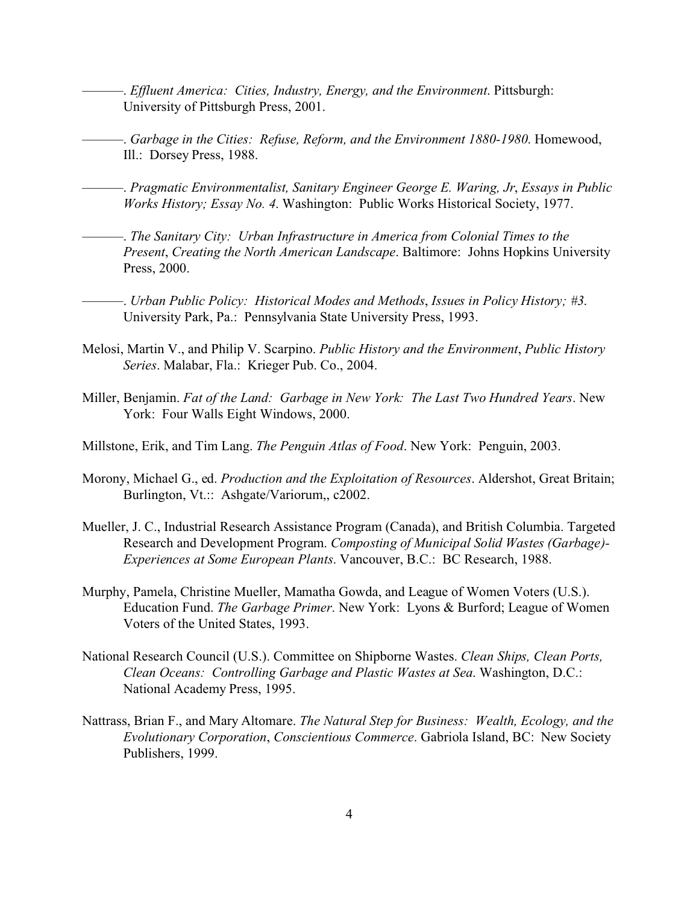———. *Effluent America: Cities, Industry, Energy, and the Environment*. Pittsburgh: University of Pittsburgh Press, 2001.

———. *Garbage in the Cities: Refuse, Reform, and the Environment 1880-1980*. Homewood, Ill.: Dorsey Press, 1988.

———. *Pragmatic Environmentalist, Sanitary Engineer George E. Waring, Jr*, *Essays in Public Works History; Essay No. 4*. Washington: Public Works Historical Society, 1977.

———. *The Sanitary City: Urban Infrastructure in America from Colonial Times to the Present*, *Creating the North American Landscape*. Baltimore: Johns Hopkins University Press, 2000.

———. *Urban Public Policy: Historical Modes and Methods*, *Issues in Policy History; #3*. University Park, Pa.: Pennsylvania State University Press, 1993.

Melosi, Martin V., and Philip V. Scarpino. *Public History and the Environment*, *Public History Series*. Malabar, Fla.: Krieger Pub. Co., 2004.

Miller, Benjamin. *Fat of the Land: Garbage in New York: The Last Two Hundred Years*. New York: Four Walls Eight Windows, 2000.

Millstone, Erik, and Tim Lang. *The Penguin Atlas of Food*. New York: Penguin, 2003.

Morony, Michael G., ed. *Production and the Exploitation of Resources*. Aldershot, Great Britain; Burlington, Vt.:: Ashgate/Variorum,, c2002.

Mueller, J. C., Industrial Research Assistance Program (Canada), and British Columbia. Targeted Research and Development Program. *Composting of Municipal Solid Wastes (Garbage)-Experiences at Some European Plants*. Vancouver, B.C.: BC Research, 1988.

Murphy, Pamela, Christine Mueller, Mamatha Gowda, and League of Women Voters (U.S.). Education Fund. *The Garbage Primer*. New York: Lyons & Burford; League of Women Voters of the United States, 1993.

National Research Council (U.S.). Committee on Shipborne Wastes. *Clean Ships, Clean Ports, Clean Oceans: Controlling Garbage and Plastic Wastes at Sea*. Washington, D.C.: National Academy Press, 1995.

Nattrass, Brian F., and Mary Altomare. *The Natural Step for Business: Wealth, Ecology, and the Evolutionary Corporation*, *Conscientious Commerce*. Gabriola Island, BC: New Society Publishers, 1999.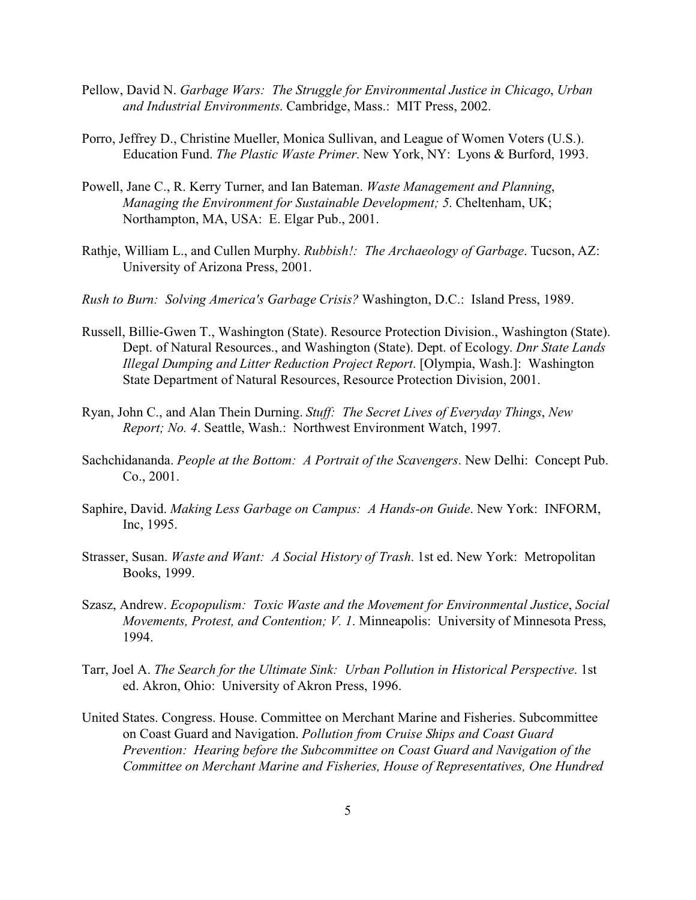Pellow, David N. *Garbage Wars: The Struggle for Environmental Justice in Chicago*, *Urban and Industrial Environments*. Cambridge, Mass.: MIT Press, 2002.

Porro, Jeffrey D., Christine Mueller, Monica Sullivan, and League of Women Voters (U.S.). Education Fund. *The Plastic Waste Primer*. New York, NY: Lyons & Burford, 1993.

Powell, Jane C., R. Kerry Turner, and Ian Bateman. *Waste Management and Planning*, *Managing the Environment for Sustainable Development; 5*. Cheltenham, UK; Northampton, MA, USA: E. Elgar Pub., 2001.

Rathje, William L., and Cullen Murphy. *Rubbish!: The Archaeology of Garbage*. Tucson, AZ: University of Arizona Press, 2001.

*Rush to Burn: Solving America's Garbage Crisis?* Washington, D.C.: Island Press, 1989.

Russell, Billie-Gwen T., Washington (State). Resource Protection Division., Washington (State). Dept. of Natural Resources., and Washington (State). Dept. of Ecology. *Dnr State Lands Illegal Dumping and Litter Reduction Project Report*. [Olympia, Wash.]: Washington State Department of Natural Resources, Resource Protection Division, 2001.

Ryan, John C., and Alan Thein Durning. *Stuff: The Secret Lives of Everyday Things*, *New Report; No. 4*. Seattle, Wash.: Northwest Environment Watch, 1997.

Sachchidananda. *People at the Bottom: A Portrait of the Scavengers*. New Delhi: Concept Pub. Co., 2001.

Saphire, David. *Making Less Garbage on Campus: A Hands-on Guide*. New York: INFORM, Inc, 1995.

Strasser, Susan. *Waste and Want: A Social History of Trash*. 1st ed. New York: Metropolitan Books, 1999.

Szasz, Andrew. *Ecopopulism: Toxic Waste and the Movement for Environmental Justice*, *Social Movements, Protest, and Contention; V. 1*. Minneapolis: University of Minnesota Press, 1994.

Tarr, Joel A. *The Search for the Ultimate Sink: Urban Pollution in Historical Perspective*. 1st ed. Akron, Ohio: University of Akron Press, 1996.

United States. Congress. House. Committee on Merchant Marine and Fisheries. Subcommittee on Coast Guard and Navigation. *Pollution from Cruise Ships and Coast Guard Prevention: Hearing before the Subcommittee on Coast Guard and Navigation of the Committee on Merchant Marine and Fisheries, House of Representatives, One Hundred*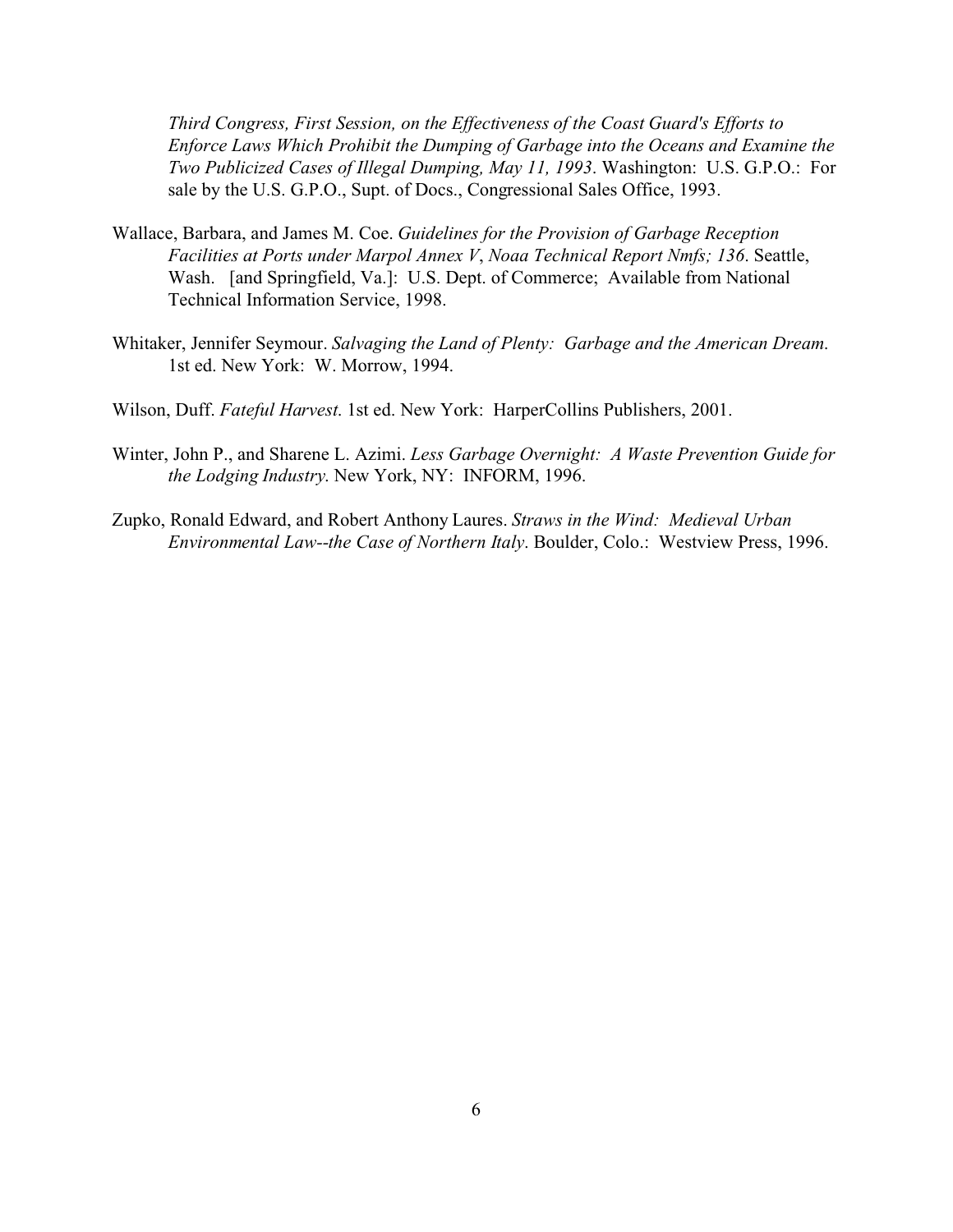*Third Congress, First Session, on the Effectiveness of the Coast Guard's Efforts to Enforce Laws Which Prohibit the Dumping of Garbage into the Oceans and Examine the Two Publicized Cases of Illegal Dumping, May 11, 1993*. Washington: U.S. G.P.O.: For sale by the U.S. G.P.O., Supt. of Docs., Congressional Sales Office, 1993.

Wallace, Barbara, and James M. Coe. *Guidelines for the Provision of Garbage Reception Facilities at Ports under Marpol Annex V*, *Noaa Technical Report Nmfs; 136*. Seattle, Wash. [and Springfield, Va.]: U.S. Dept. of Commerce; Available from National Technical Information Service, 1998.

Whitaker, Jennifer Seymour. *Salvaging the Land of Plenty: Garbage and the American Dream*. 1st ed. New York: W. Morrow, 1994.

Wilson, Duff. *Fateful Harvest*. 1st ed. New York: HarperCollins Publishers, 2001.

Winter, John P., and Sharene L. Azimi. *Less Garbage Overnight: A Waste Prevention Guide for the Lodging Industry*. New York, NY: INFORM, 1996.

Zupko, Ronald Edward, and Robert Anthony Laures. *Straws in the Wind: Medieval Urban Environmental Law--the Case of Northern Italy*. Boulder, Colo.: Westview Press, 1996.